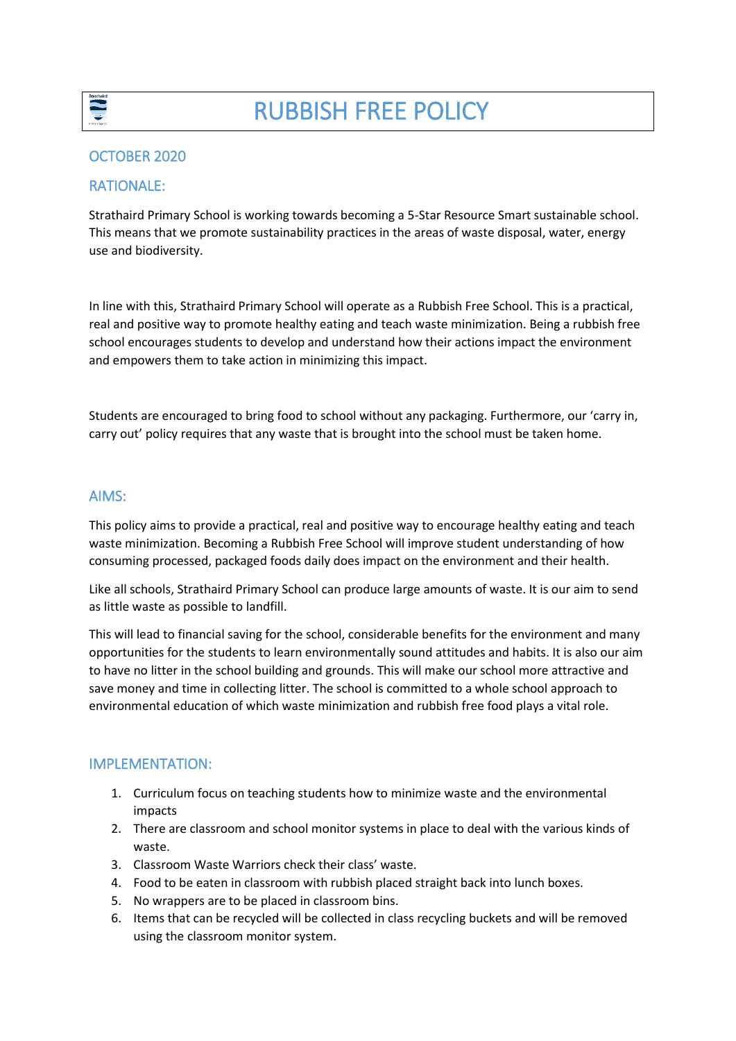# RUBBISH FREE POLICY

## OCTOBER 2020

## RATIONALE:

Strathaird Primary School is working towards becoming a 5-Star Resource Smart sustainable school. This means that we promote sustainability practices in the areas of waste disposal, water, energy use and biodiversity.

In line with this, Strathaird Primary School will operate as a Rubbish Free School. This is a practical, real and positive way to promote healthy eating and teach waste minimization. Being a rubbish free school encourages students to develop and understand how their actions impact the environment and empowers them to take action in minimizing this impact.

Students are encouraged to bring food to school without any packaging. Furthermore, our 'carry in, carry out' policy requires that any waste that is brought into the school must be taken home.

## AIMS:

This policy aims to provide a practical, real and positive way to encourage healthy eating and teach waste minimization. Becoming a Rubbish Free School will improve student understanding of how consuming processed, packaged foods daily does impact on the environment and their health.

Like all schools, Strathaird Primary School can produce large amounts of waste. It is our aim to send as little waste as possible to landfill.

This will lead to financial saving for the school, considerable benefits for the environment and many opportunities for the students to learn environmentally sound attitudes and habits. It is also our aim to have no litter in the school building and grounds. This will make our school more attractive and save money and time in collecting litter. The school is committed to a whole school approach to environmental education of which waste minimization and rubbish free food plays a vital role.

## IMPLEMENTATION:

1. Curriculum focus on teaching students how to minimize waste and the environmental impacts
2. There are classroom and school monitor systems in place to deal with the various kinds of waste.
3. Classroom Waste Warriors check their class' waste.
4. Food to be eaten in classroom with rubbish placed straight back into lunch boxes.
5. No wrappers are to be placed in classroom bins.
6. Items that can be recycled will be collected in class recycling buckets and will be removed using the classroom monitor system.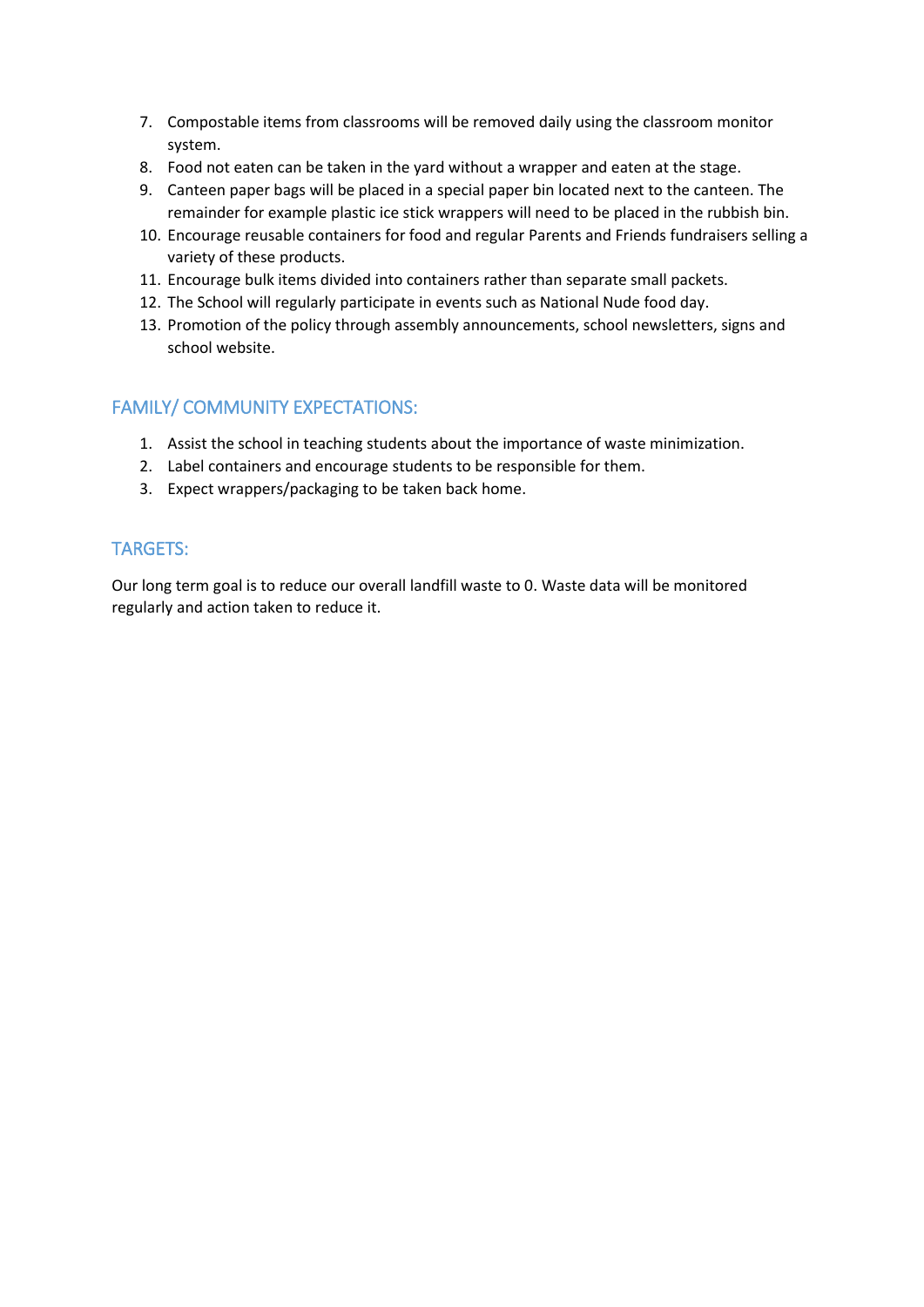7. Compostable items from classrooms will be removed daily using the classroom monitor system.
8. Food not eaten can be taken in the yard without a wrapper and eaten at the stage.
9. Canteen paper bags will be placed in a special paper bin located next to the canteen. The remainder for example plastic ice stick wrappers will need to be placed in the rubbish bin.
10. Encourage reusable containers for food and regular Parents and Friends fundraisers selling a variety of these products.
11. Encourage bulk items divided into containers rather than separate small packets.
12. The School will regularly participate in events such as National Nude food day.
13. Promotion of the policy through assembly announcements, school newsletters, signs and school website.

## FAMILY/ COMMUNITY EXPECTATIONS:

1. Assist the school in teaching students about the importance of waste minimization.
2. Label containers and encourage students to be responsible for them.
3. Expect wrappers/packaging to be taken back home.

## TARGETS:

Our long term goal is to reduce our overall landfill waste to 0. Waste data will be monitored regularly and action taken to reduce it.